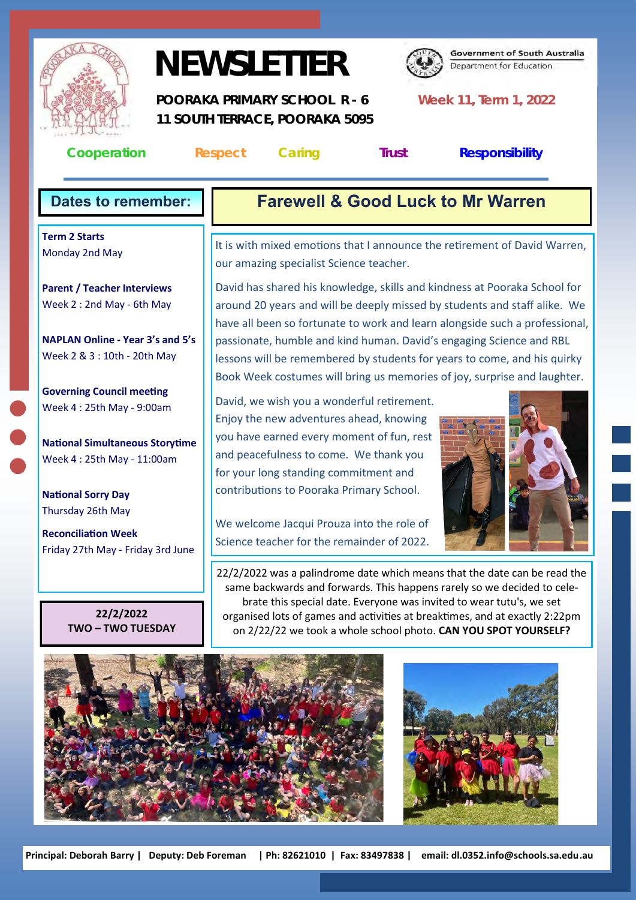# NEWSLETTER

**POORAKA PRIMARY SCHOOL R - 6**
**11 SOUTH TERRACE, POORAKA 5095**

Government of South Australia
Department for Education

**Week 11, Term 1, 2022**

**Cooperation** **Respect** **Caring** **Trust** **Responsibility**

## Dates to remember:

**Term 2 Starts**
Monday 2nd May

**Parent / Teacher Interviews**
Week 2 : 2nd May - 6th May

**NAPLAN Online - Year 3's and 5's**
Week 2 & 3 : 10th - 20th May

**Governing Council meeting**
Week 4 : 25th May - 9:00am

**National Simultaneous Storytime**
Week 4 : 25th May - 11:00am

**National Sorry Day**
Thursday 26th May

**Reconciliation Week**
Friday 27th May - Friday 3rd June

## Farewell & Good Luck to Mr Warren

It is with mixed emotions that I announce the retirement of David Warren, our amazing specialist Science teacher.

David has shared his knowledge, skills and kindness at Pooraka School for around 20 years and will be deeply missed by students and staff alike. We have all been so fortunate to work and learn alongside such a professional, passionate, humble and kind human. David's engaging Science and RBL lessons will be remembered by students for years to come, and his quirky Book Week costumes will bring us memories of joy, surprise and laughter.

David, we wish you a wonderful retirement. Enjoy the new adventures ahead, knowing you have earned every moment of fun, rest and peacefulness to come. We thank you for your long standing commitment and contributions to Pooraka Primary School.

We welcome Jacqui Prouza into the role of Science teacher for the remainder of 2022.

## 22/2/2022 TWO – TWO TUESDAY

22/2/2022 was a palindrome date which means that the date can be read the same backwards and forwards. This happens rarely so we decided to celebrate this special date. Everyone was invited to wear tutu's, we set organised lots of games and activities at breaktimes, and at exactly 2:22pm on 2/22/22 we took a whole school photo. **CAN YOU SPOT YOURSELF?**

**Principal: Deborah Barry | Deputy: Deb Foreman | Ph: 82621010 | Fax: 83497838 | email: dl.0352.info@schools.sa.edu.au**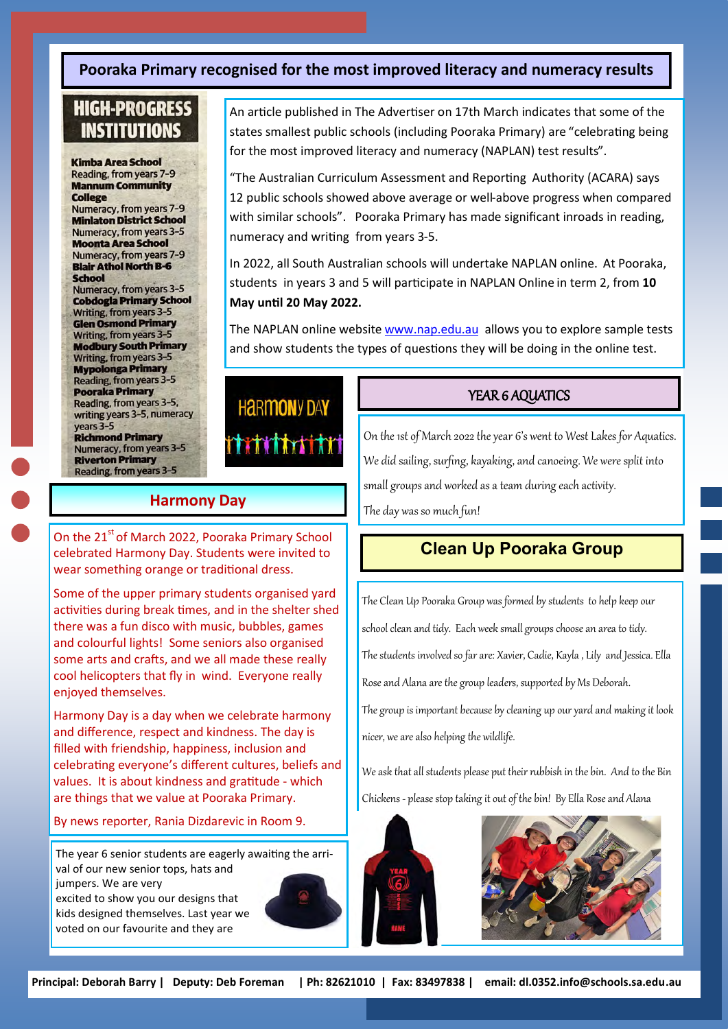## Pooraka Primary recognised for the most improved literacy and numeracy results

**HIGH-PROGRESS INSTITUTIONS**

**Kimba Area School**
Reading, from years 7-9
**Mannum Community College**
Numeracy, from years 7-9
**Minlaton District School**
Numeracy, from years 3-5
**Moonta Area School**
Numeracy, from years 7-9
**Blair Athol North B-6 School**
Numeracy, from years 3-5
**Cobdogla Primary School**
Writing, from years 3-5
**Glen Osmond Primary**
Writing, from years 3-5
**Modbury South Primary**
Writing, from years 3-5
**Mypolonga Primary**
Reading, from years 3-5
**Pooraka Primary**
Reading, from years 3-5, writing years 3-5, numeracy years 3-5
**Richmond Primary**
Numeracy, from years 3-5
**Riverton Primary**
Reading, from years 3-5

An article published in The Advertiser on 17th March indicates that some of the states smallest public schools (including Pooraka Primary) are "celebrating being for the most improved literacy and numeracy (NAPLAN) test results".

"The Australian Curriculum Assessment and Reporting Authority (ACARA) says 12 public schools showed above average or well-above progress when compared with similar schools". Pooraka Primary has made significant inroads in reading, numeracy and writing from years 3-5.

In 2022, all South Australian schools will undertake NAPLAN online. At Pooraka, students in years 3 and 5 will participate in NAPLAN Online in term 2, from **10 May until 20 May 2022.**

The NAPLAN online website www.nap.edu.au allows you to explore sample tests and show students the types of questions they will be doing in the online test.

HARMONY DAY

## Harmony Day

On the 21st of March 2022, Pooraka Primary School celebrated Harmony Day. Students were invited to wear something orange or traditional dress.

Some of the upper primary students organised yard activities during break times, and in the shelter shed there was a fun disco with music, bubbles, games and colourful lights! Some seniors also organised some arts and crafts, and we all made these really cool helicopters that fly in wind. Everyone really enjoyed themselves.

Harmony Day is a day when we celebrate harmony and difference, respect and kindness. The day is filled with friendship, happiness, inclusion and celebrating everyone's different cultures, beliefs and values. It is about kindness and gratitude - which are things that we value at Pooraka Primary.

By news reporter, Rania Dizdarevic in Room 9.

## YEAR 6 AQUATICS

On the 1st of March 2022 the year 6's went to West Lakes for Aquatics. We did sailing, surfing, kayaking, and canoeing. We were split into small groups and worked as a team during each activity.

The day was so much fun!

## Clean Up Pooraka Group

The Clean Up Pooraka Group was formed by students to help keep our school clean and tidy. Each week small groups choose an area to tidy. The students involved so far are: Xavier, Cadie, Kayla , Lily and Jessica. Ella Rose and Alana are the group leaders, supported by Ms Deborah.

The group is important because by cleaning up our yard and making it look nicer, we are also helping the wildlife.

We ask that all students please put their rubbish in the bin. And to the Bin Chickens - please stop taking it out of the bin! By Ella Rose and Alana

The year 6 senior students are eagerly awaiting the arrival of our new senior tops, hats and jumpers. We are very excited to show you our designs that kids designed themselves. Last year we voted on our favourite and they are

Principal: Deborah Barry | Deputy: Deb Foreman | Ph: 82621010 | Fax: 83497838 | email: dl.0352.info@schools.sa.edu.au